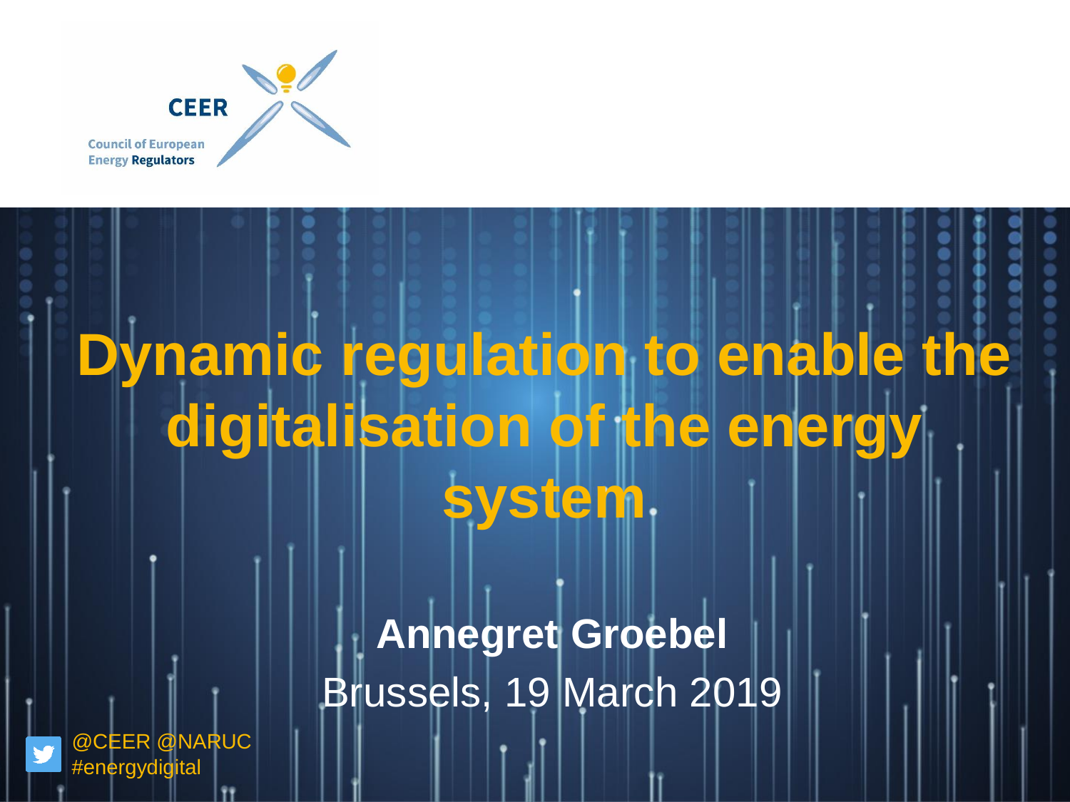CEER

Council of European Energy Regulators

# Dynamic regulation to enable the digitalisation of the energy system

**Annegret Groebel**

Brussels, 19 March 2019

@CEER @NARUC
#energydigital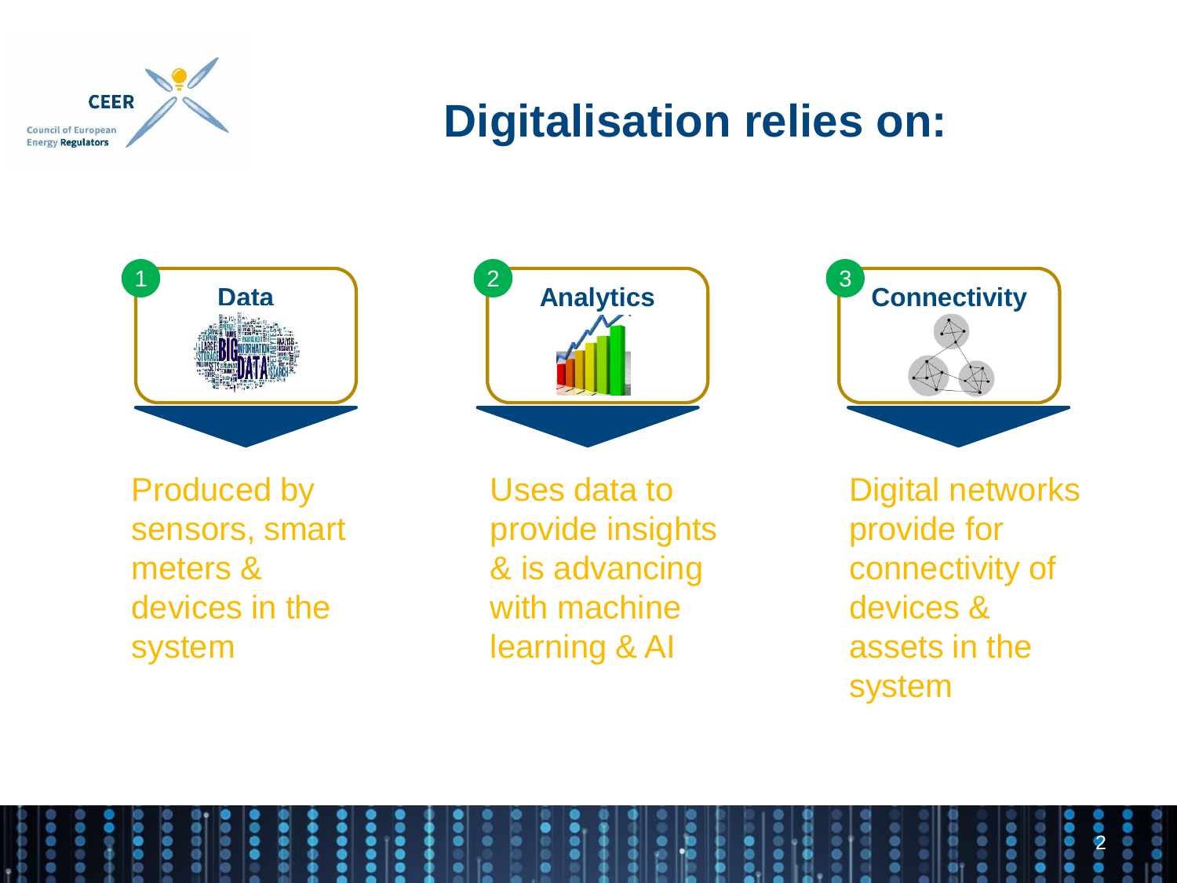# Digitalisation relies on:

1. **Data**

   Produced by sensors, smart meters & devices in the system

2. **Analytics**

   Uses data to provide insights & is advancing with machine learning & AI

3. **Connectivity**

   Digital networks provide for connectivity of devices & assets in the system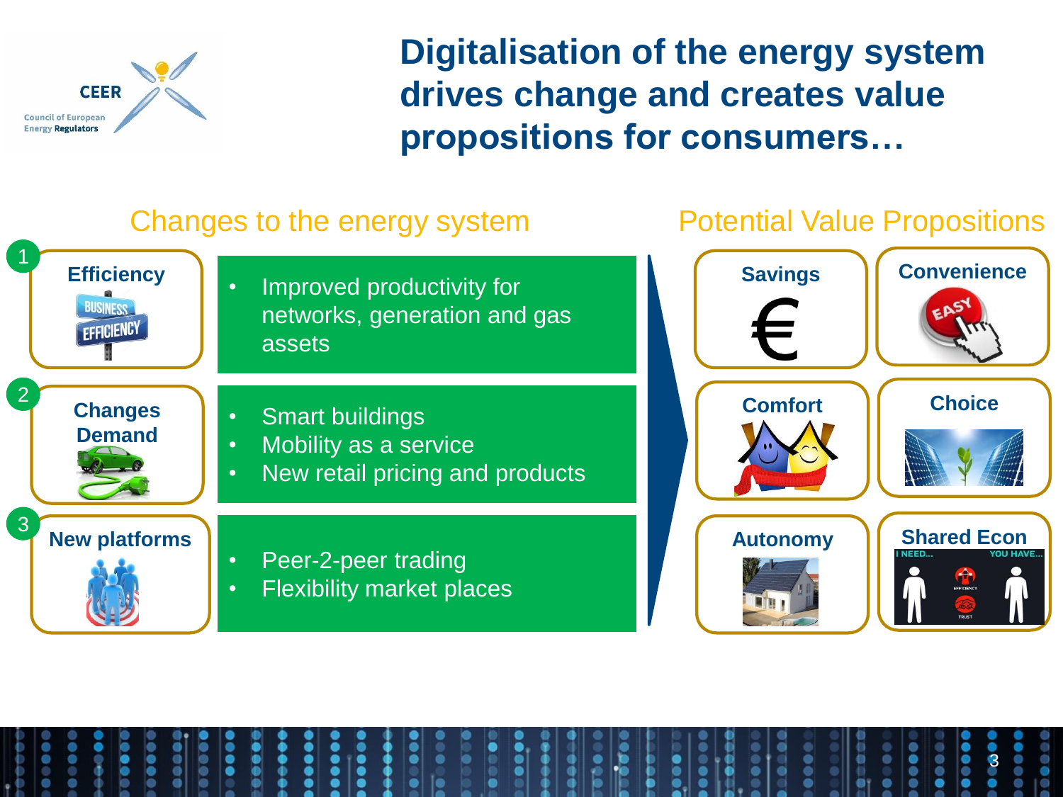# Digitalisation of the energy system drives change and creates value propositions for consumers…

## Changes to the energy system

**1. Efficiency**

- Improved productivity for networks, generation and gas assets

**2. Changes Demand**

- Smart buildings
- Mobility as a service
- New retail pricing and products

**3. New platforms**

- Peer-2-peer trading
- Flexibility market places

## Potential Value Propositions

- **Savings**
- **Convenience**
- **Comfort**
- **Choice**
- **Autonomy**
- **Shared Econ**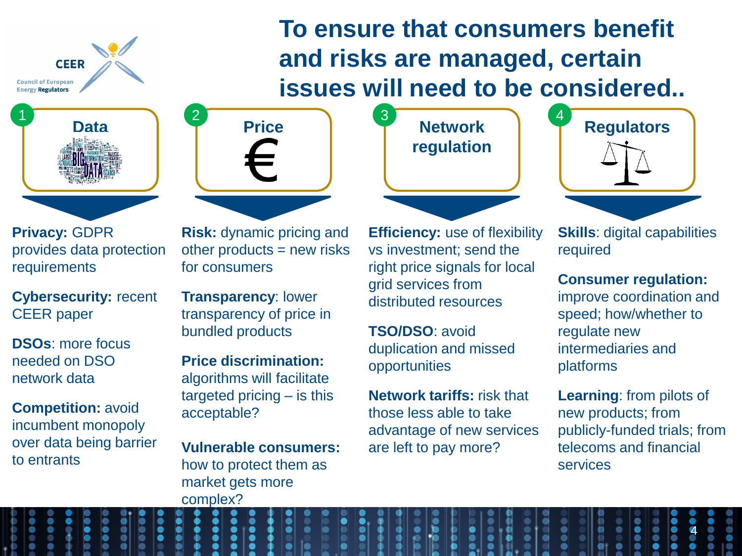# To ensure that consumers benefit and risks are managed, certain issues will need to be considered..

## 1 Data

**Privacy:** GDPR provides data protection requirements

**Cybersecurity:** recent CEER paper

**DSOs**: more focus needed on DSO network data

**Competition:** avoid incumbent monopoly over data being barrier to entrants

## 2 Price

**Risk:** dynamic pricing and other products = new risks for consumers

**Transparency**: lower transparency of price in bundled products

**Price discrimination:** algorithms will facilitate targeted pricing – is this acceptable?

**Vulnerable consumers:** how to protect them as market gets more complex?

## 3 Network regulation

**Efficiency:** use of flexibility vs investment; send the right price signals for local grid services from distributed resources

**TSO/DSO**: avoid duplication and missed opportunities

**Network tariffs:** risk that those less able to take advantage of new services are left to pay more?

## 4 Regulators

**Skills**: digital capabilities required

**Consumer regulation:** improve coordination and speed; how/whether to regulate new intermediaries and platforms

**Learning**: from pilots of new products; from publicly-funded trials; from telecoms and financial services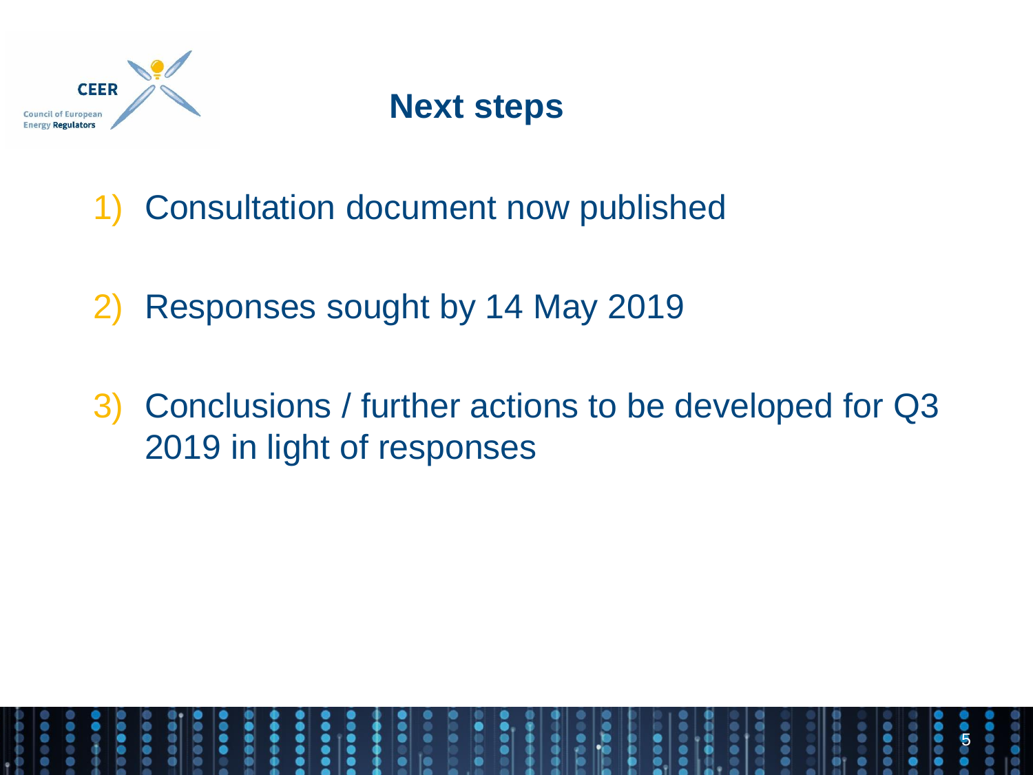# Next steps

1) Consultation document now published

2) Responses sought by 14 May 2019

3) Conclusions / further actions to be developed for Q3 2019 in light of responses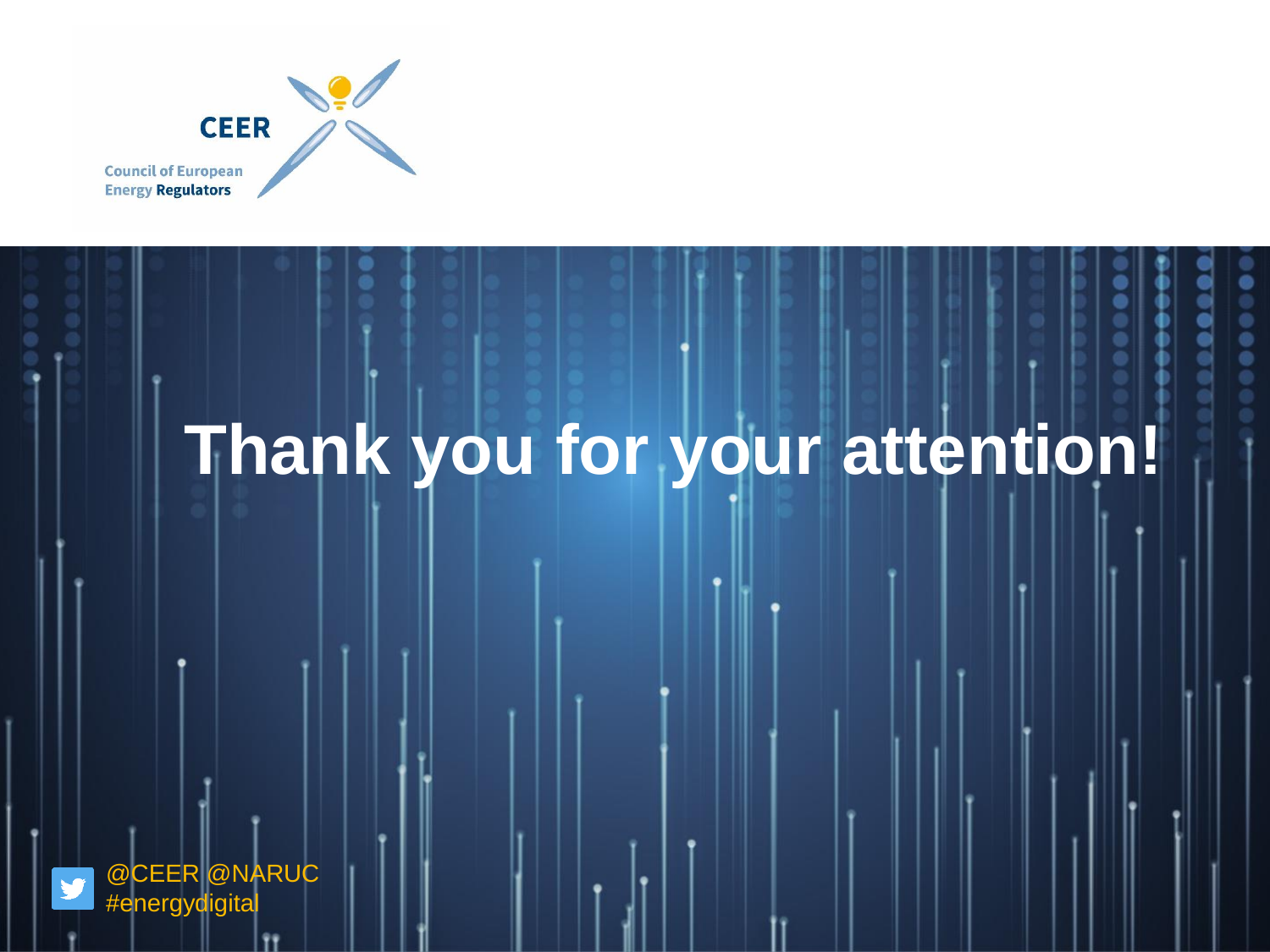CEER

Council of European Energy Regulators

# Thank you for your attention!

@CEER @NARUC
#energydigital